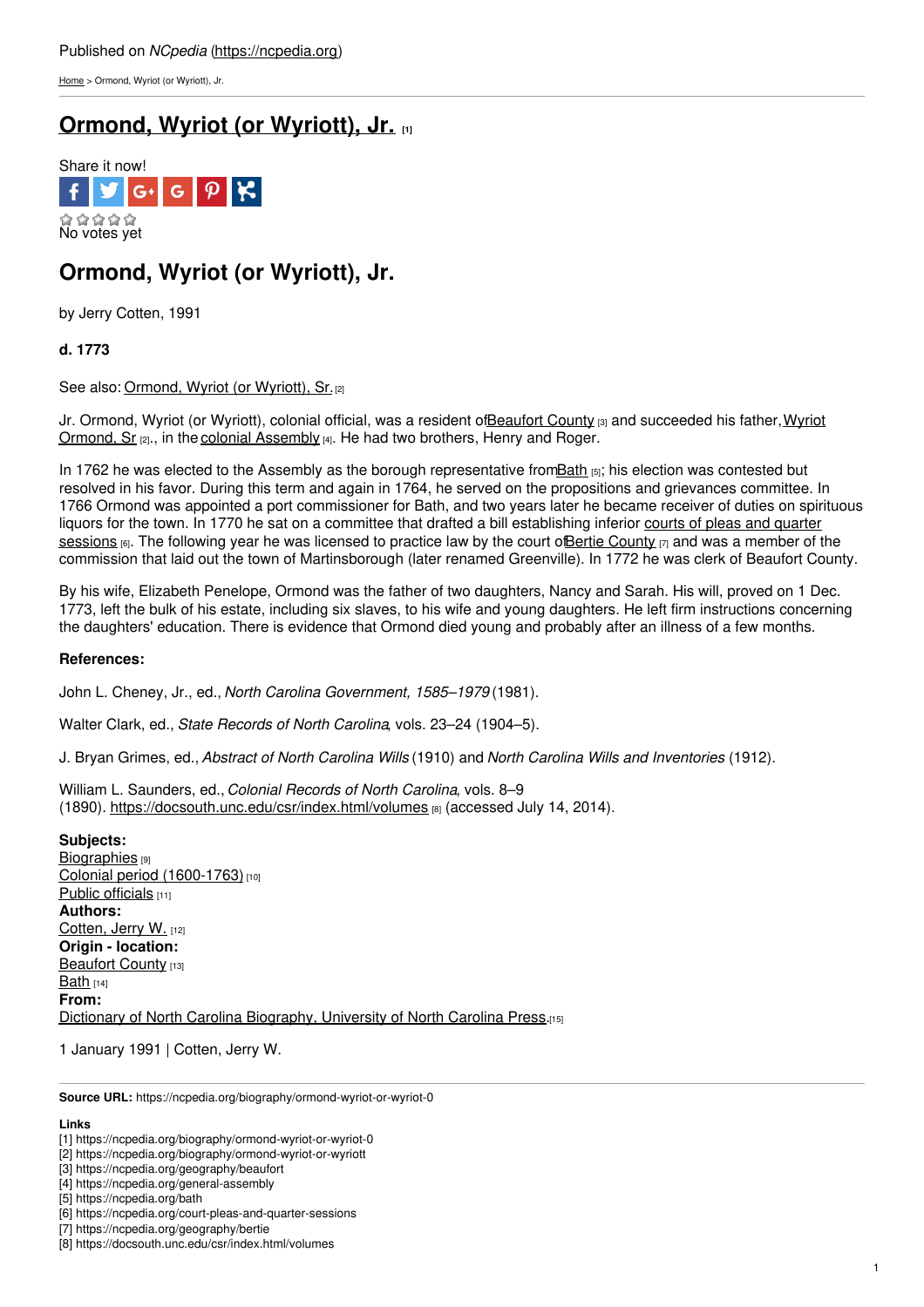Published on *NCpedia* (https://ncpedia.org)

Home > Ormond, Wyriot (or Wyriott), Jr.

# Ormond, Wyriot (or Wyriott), Jr. [1]

Share it now!

No votes yet

## Ormond, Wyriot (or Wyriott), Jr.

by Jerry Cotten, 1991

**d. 1773**

See also: Ormond, Wyriot (or Wyriott), Sr. [2]

Jr. Ormond, Wyriot (or Wyriott), colonial official, was a resident of Beaufort County [3] and succeeded his father, Wyriot Ormond, Sr [2]., in the colonial Assembly [4]. He had two brothers, Henry and Roger.

In 1762 he was elected to the Assembly as the borough representative from Bath [5]; his election was contested but resolved in his favor. During this term and again in 1764, he served on the propositions and grievances committee. In 1766 Ormond was appointed a port commissioner for Bath, and two years later he became receiver of duties on spirituous liquors for the town. In 1770 he sat on a committee that drafted a bill establishing inferior courts of pleas and quarter sessions [6]. The following year he was licensed to practice law by the court of Bertie County [7] and was a member of the commission that laid out the town of Martinsborough (later renamed Greenville). In 1772 he was clerk of Beaufort County.

By his wife, Elizabeth Penelope, Ormond was the father of two daughters, Nancy and Sarah. His will, proved on 1 Dec. 1773, left the bulk of his estate, including six slaves, to his wife and young daughters. He left firm instructions concerning the daughters' education. There is evidence that Ormond died young and probably after an illness of a few months.

**References:**

John L. Cheney, Jr., ed., *North Carolina Government, 1585–1979* (1981).

Walter Clark, ed., *State Records of North Carolina*, vols. 23–24 (1904–5).

J. Bryan Grimes, ed., *Abstract of North Carolina Wills* (1910) and *North Carolina Wills and Inventories* (1912).

William L. Saunders, ed., *Colonial Records of North Carolina*, vols. 8–9 (1890). https://docsouth.unc.edu/csr/index.html/volumes [8] (accessed July 14, 2014).

**Subjects:**
Biographies [9]
Colonial period (1600-1763) [10]
Public officials [11]
**Authors:**
Cotten, Jerry W. [12]
**Origin - location:**
Beaufort County [13]
Bath [14]
**From:**
Dictionary of North Carolina Biography, University of North Carolina Press. [15]

1 January 1991 | Cotten, Jerry W.

**Source URL:** https://ncpedia.org/biography/ormond-wyriot-or-wyriot-0

**Links**
[1] https://ncpedia.org/biography/ormond-wyriot-or-wyriot-0
[2] https://ncpedia.org/biography/ormond-wyriot-or-wyriott
[3] https://ncpedia.org/geography/beaufort
[4] https://ncpedia.org/general-assembly
[5] https://ncpedia.org/bath
[6] https://ncpedia.org/court-pleas-and-quarter-sessions
[7] https://ncpedia.org/geography/bertie
[8] https://docsouth.unc.edu/csr/index.html/volumes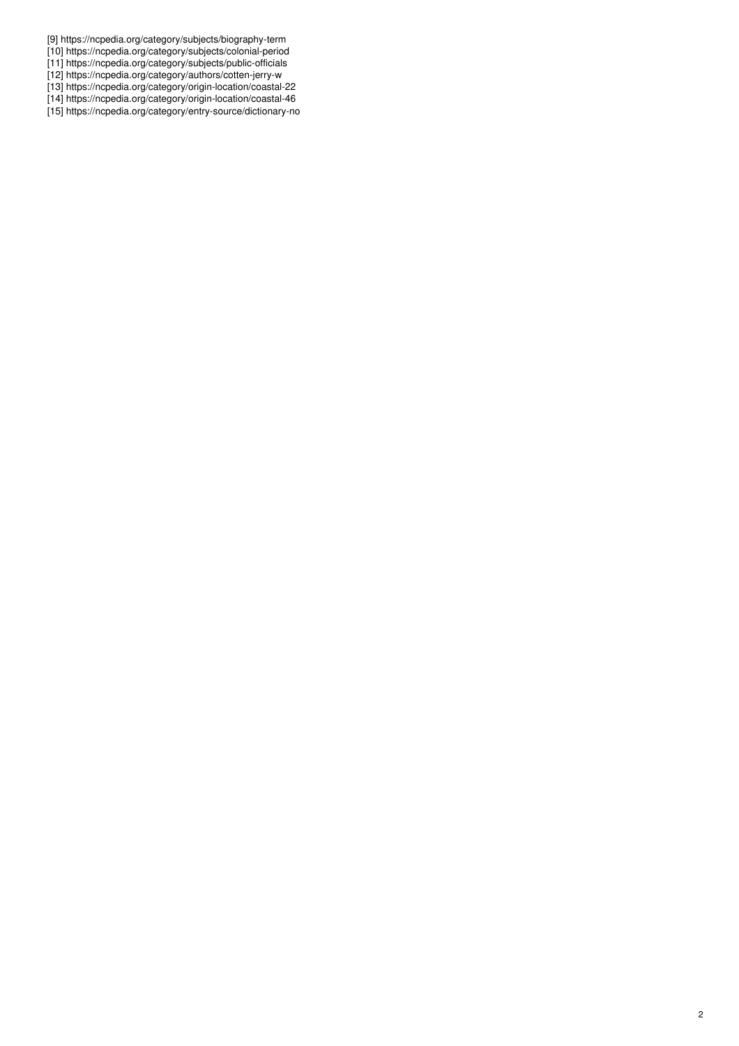[9] https://ncpedia.org/category/subjects/biography-term
[10] https://ncpedia.org/category/subjects/colonial-period
[11] https://ncpedia.org/category/subjects/public-officials
[12] https://ncpedia.org/category/authors/cotten-jerry-w
[13] https://ncpedia.org/category/origin-location/coastal-22
[14] https://ncpedia.org/category/origin-location/coastal-46
[15] https://ncpedia.org/category/entry-source/dictionary-no